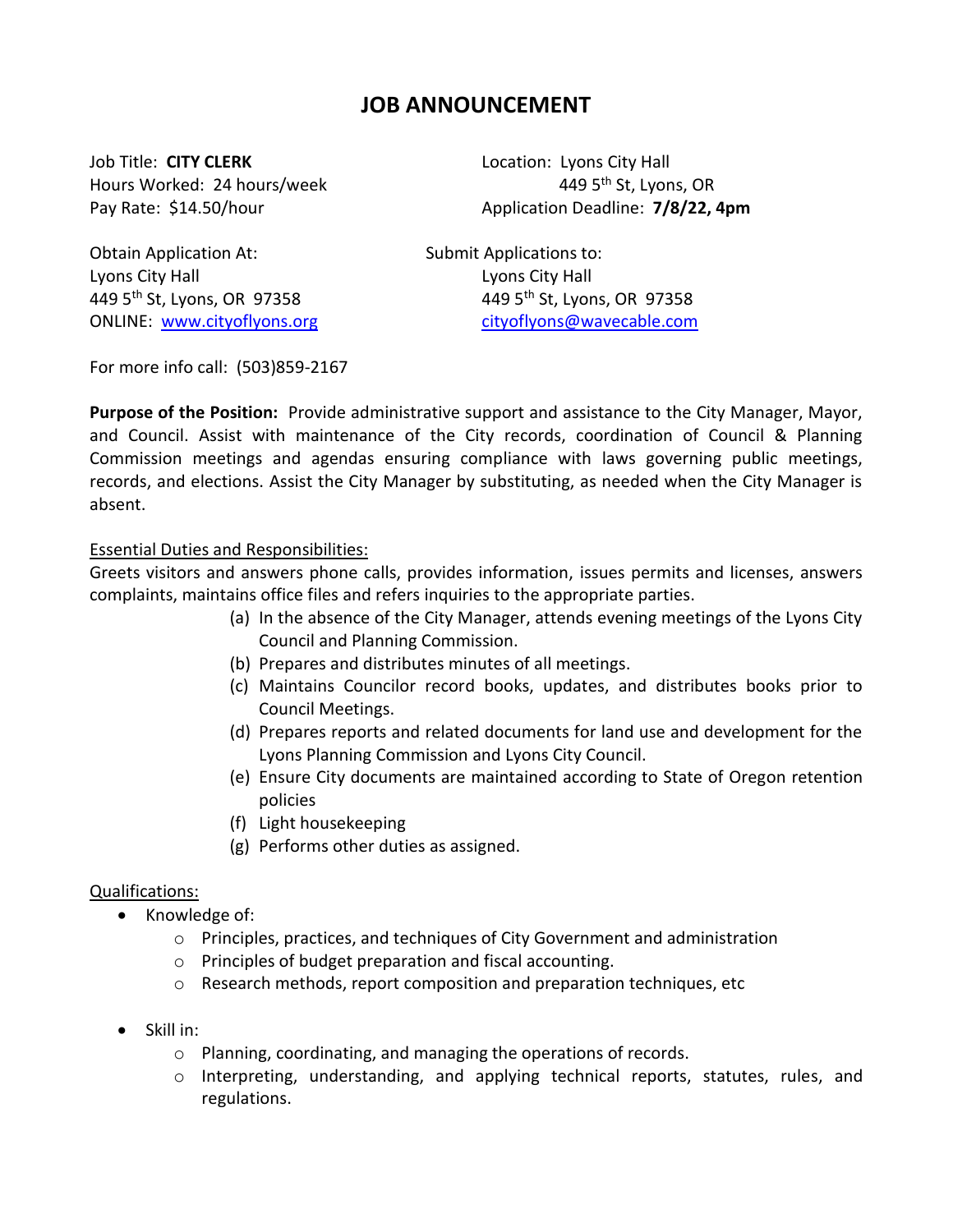# JOB ANNOUNCEMENT

Job Title: **CITY CLERK**
Hours Worked: 24 hours/week
Pay Rate: $14.50/hour

Location: Lyons City Hall
449 5th St, Lyons, OR
Application Deadline: **7/8/22, 4pm**

Obtain Application At:
Lyons City Hall
449 5th St, Lyons, OR 97358
ONLINE: [www.cityoflyons.org](http://www.cityoflyons.org)

Submit Applications to:
Lyons City Hall
449 5th St, Lyons, OR 97358
[cityoflyons@wavecable.com](mailto:cityoflyons@wavecable.com)

For more info call: (503)859-2167

**Purpose of the Position:** Provide administrative support and assistance to the City Manager, Mayor, and Council. Assist with maintenance of the City records, coordination of Council & Planning Commission meetings and agendas ensuring compliance with laws governing public meetings, records, and elections. Assist the City Manager by substituting, as needed when the City Manager is absent.

<u>Essential Duties and Responsibilities:</u>

Greets visitors and answers phone calls, provides information, issues permits and licenses, answers complaints, maintains office files and refers inquiries to the appropriate parties.

(a) In the absence of the City Manager, attends evening meetings of the Lyons City Council and Planning Commission.
(b) Prepares and distributes minutes of all meetings.
(c) Maintains Councilor record books, updates, and distributes books prior to Council Meetings.
(d) Prepares reports and related documents for land use and development for the Lyons Planning Commission and Lyons City Council.
(e) Ensure City documents are maintained according to State of Oregon retention policies
(f) Light housekeeping
(g) Performs other duties as assigned.

<u>Qualifications:</u>

- Knowledge of:
  - Principles, practices, and techniques of City Government and administration
  - Principles of budget preparation and fiscal accounting.
  - Research methods, report composition and preparation techniques, etc
- Skill in:
  - Planning, coordinating, and managing the operations of records.
  - Interpreting, understanding, and applying technical reports, statutes, rules, and regulations.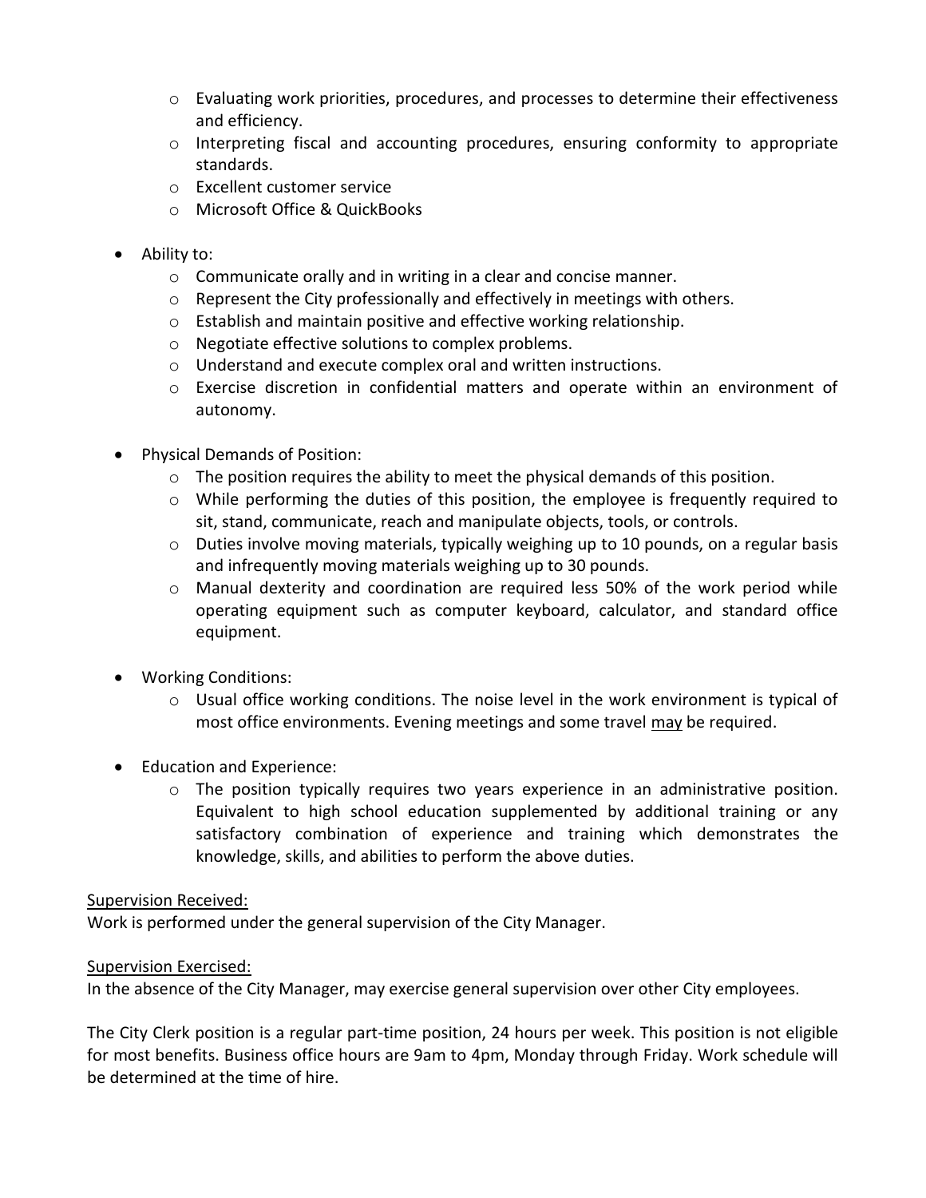- Evaluating work priorities, procedures, and processes to determine their effectiveness and efficiency.
  - Interpreting fiscal and accounting procedures, ensuring conformity to appropriate standards.
  - Excellent customer service
  - Microsoft Office & QuickBooks

- Ability to:
  - Communicate orally and in writing in a clear and concise manner.
  - Represent the City professionally and effectively in meetings with others.
  - Establish and maintain positive and effective working relationship.
  - Negotiate effective solutions to complex problems.
  - Understand and execute complex oral and written instructions.
  - Exercise discretion in confidential matters and operate within an environment of autonomy.

- Physical Demands of Position:
  - The position requires the ability to meet the physical demands of this position.
  - While performing the duties of this position, the employee is frequently required to sit, stand, communicate, reach and manipulate objects, tools, or controls.
  - Duties involve moving materials, typically weighing up to 10 pounds, on a regular basis and infrequently moving materials weighing up to 30 pounds.
  - Manual dexterity and coordination are required less 50% of the work period while operating equipment such as computer keyboard, calculator, and standard office equipment.

- Working Conditions:
  - Usual office working conditions. The noise level in the work environment is typical of most office environments. Evening meetings and some travel <u>may</u> be required.

- Education and Experience:
  - The position typically requires two years experience in an administrative position. Equivalent to high school education supplemented by additional training or any satisfactory combination of experience and training which demonstrates the knowledge, skills, and abilities to perform the above duties.

<u>Supervision Received:</u>
Work is performed under the general supervision of the City Manager.

<u>Supervision Exercised:</u>
In the absence of the City Manager, may exercise general supervision over other City employees.

The City Clerk position is a regular part-time position, 24 hours per week. This position is not eligible for most benefits. Business office hours are 9am to 4pm, Monday through Friday. Work schedule will be determined at the time of hire.